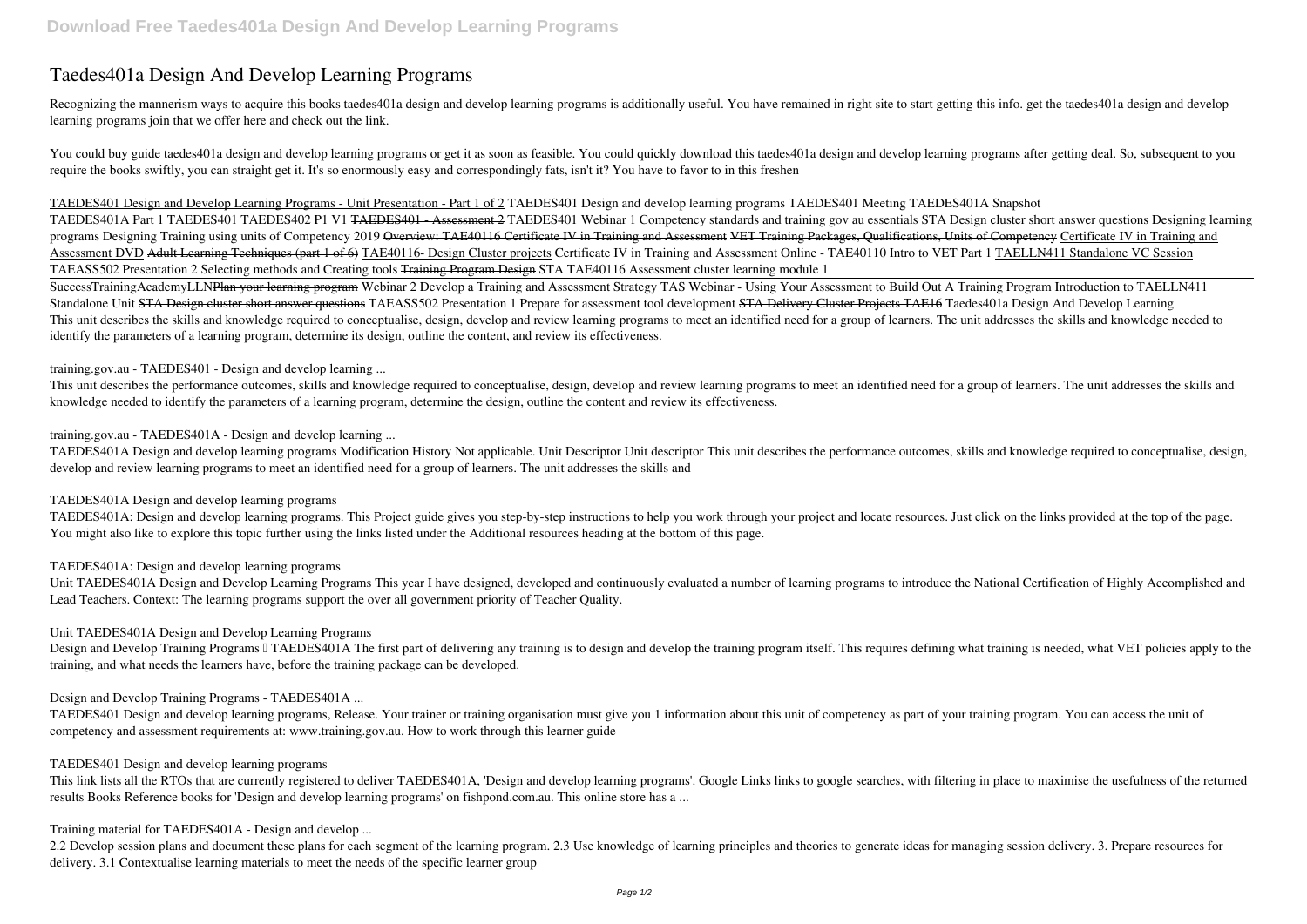# Taedes401a Design And Develop Learning Programs

Recognizing the mannerism ways to acquire this books taedes401a design and develop learning programs is additionally useful. You have remained in right site to start getting this info. get the taedes401a design and develop learning programs join that we offer here and check out the link.

You could buy guide taedes401a design and develop learning programs or get it as soon as feasible. You could quickly download this taedes401a design and develop learning programs after getting deal. So, subsequent to you require the books swiftly, you can straight get it. It's so enormously easy and correspondingly fats, isn't it? You have to favor to in this freshen

TAEDES401 Design and Develop Learning Programs - Unit Presentation - Part 1 of 2 *TAEDES401 Design and develop learning programs* *TAEDES401 Meeting* *TAEDES401A Snapshot*

TAEDES401A Part 1 TAEDES401 TAEDES402 P1 V1 ~~TAEDES401 - Assessment 2~~ *TAEDES401 Webinar 1 Competency standards and training gov au essentials* STA Design cluster short answer questions *Designing learning programs* *Designing Training using units of Competency 2019* ~~Overview: TAE40116 Certificate IV in Training and Assessment~~ ~~VET Training Packages, Qualifications, Units of Competency~~ Certificate IV in Training and Assessment DVD ~~Adult Learning Techniques (part 1 of 6)~~ TAE40116- Design Cluster projects *Certificate IV in Training and Assessment Online - TAE40110 Intro to VET Part 1* TAELLN411 Standalone VC Session *TAEASS502 Presentation 2 Selecting methods and Creating tools* ~~Training Program Design~~ *STA TAE40116 Assessment cluster learning module 1*

SuccessTrainingAcademyLLN~~Plan your learning program~~ *Webinar 2 Develop a Training and Assessment Strategy TAS* *Webinar - Using Your Assessment to Build Out A Training Program* *Introduction to TAELLN411 Standalone Unit* ~~STA Design cluster short answer questions~~ *TAEASS502 Presentation 1 Prepare for assessment tool development* ~~STA Delivery Cluster Projects TAE16~~ *Taedes401a Design And Develop Learning*

This unit describes the skills and knowledge required to conceptualise, design, develop and review learning programs to meet an identified need for a group of learners. The unit addresses the skills and knowledge needed to identify the parameters of a learning program, determine its design, outline the content, and review its effectiveness.

*training.gov.au - TAEDES401 - Design and develop learning ...*

This unit describes the performance outcomes, skills and knowledge required to conceptualise, design, develop and review learning programs to meet an identified need for a group of learners. The unit addresses the skills and knowledge needed to identify the parameters of a learning program, determine the design, outline the content and review its effectiveness.

*training.gov.au - TAEDES401A - Design and develop learning ...*

TAEDES401A Design and develop learning programs Modification History Not applicable. Unit Descriptor Unit descriptor This unit describes the performance outcomes, skills and knowledge required to conceptualise, design, develop and review learning programs to meet an identified need for a group of learners. The unit addresses the skills and

*TAEDES401A Design and develop learning programs*

TAEDES401A: Design and develop learning programs. This Project guide gives you step-by-step instructions to help you work through your project and locate resources. Just click on the links provided at the top of the page. You might also like to explore this topic further using the links listed under the Additional resources heading at the bottom of this page.

*TAEDES401A: Design and develop learning programs*

Unit TAEDES401A Design and Develop Learning Programs This year I have designed, developed and continuously evaluated a number of learning programs to introduce the National Certification of Highly Accomplished and Lead Teachers. Context: The learning programs support the over all government priority of Teacher Quality.

*Unit TAEDES401A Design and Develop Learning Programs*

Design and Develop Training Programs – TAEDES401A The first part of delivering any training is to design and develop the training program itself. This requires defining what training is needed, what VET policies apply to the training, and what needs the learners have, before the training package can be developed.

*Design and Develop Training Programs - TAEDES401A ...*

TAEDES401 Design and develop learning programs, Release. Your trainer or training organisation must give you 1 information about this unit of competency as part of your training program. You can access the unit of competency and assessment requirements at: www.training.gov.au. How to work through this learner guide

*TAEDES401 Design and develop learning programs*

This link lists all the RTOs that are currently registered to deliver TAEDES401A, 'Design and develop learning programs'. Google Links links to google searches, with filtering in place to maximise the usefulness of the returned results Books Reference books for 'Design and develop learning programs' on fishpond.com.au. This online store has a ...

*Training material for TAEDES401A - Design and develop ...*

2.2 Develop session plans and document these plans for each segment of the learning program. 2.3 Use knowledge of learning principles and theories to generate ideas for managing session delivery. 3. Prepare resources for delivery. 3.1 Contextualise learning materials to meet the needs of the specific learner group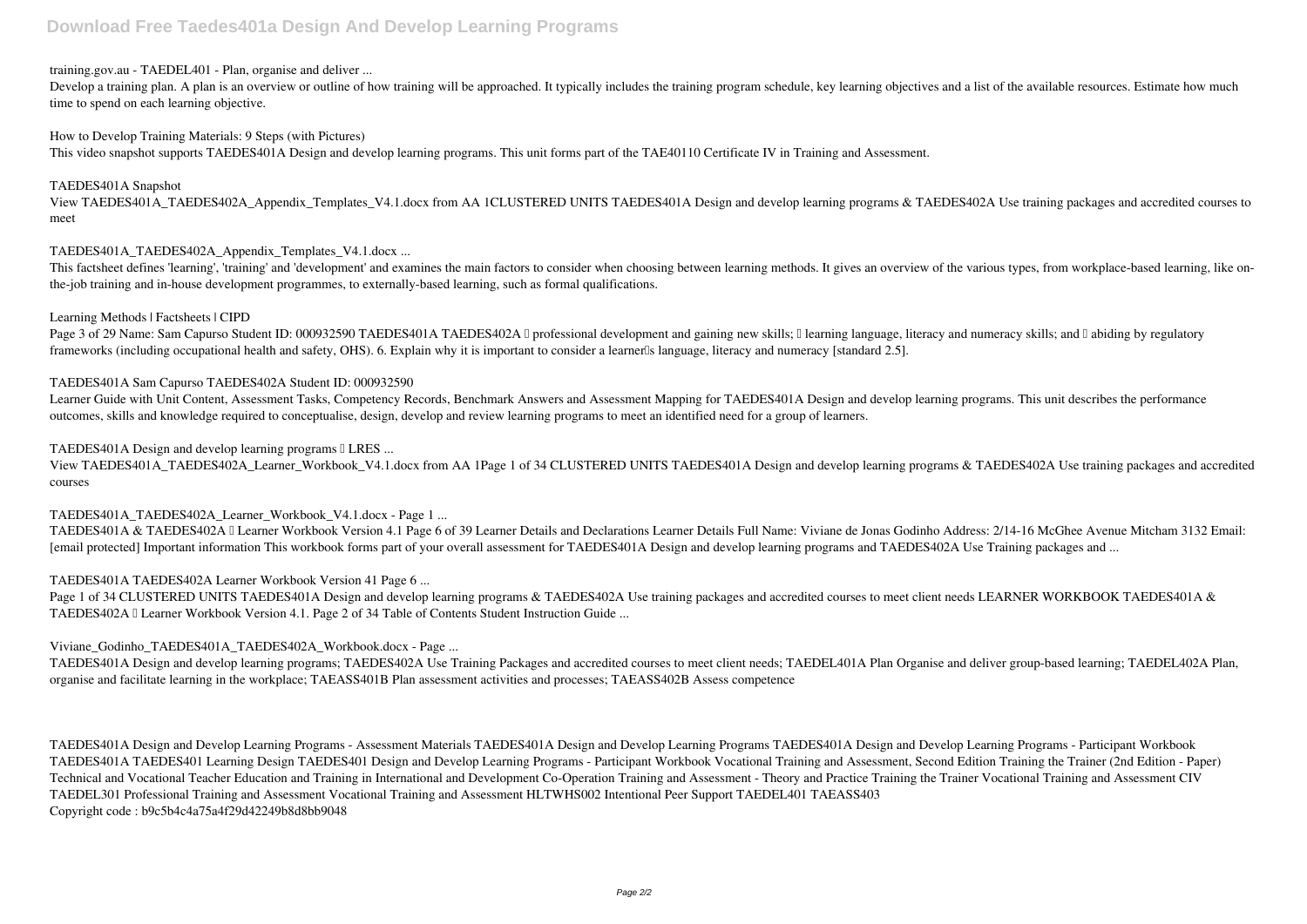training.gov.au - TAEDEL401 - Plan, organise and deliver ...

Develop a training plan. A plan is an overview or outline of how training will be approached. It typically includes the training program schedule, key learning objectives and a list of the available resources. Estimate how much time to spend on each learning objective.

How to Develop Training Materials: 9 Steps (with Pictures)

This video snapshot supports TAEDES401A Design and develop learning programs. This unit forms part of the TAE40110 Certificate IV in Training and Assessment.

TAEDES401A Snapshot

View TAEDES401A_TAEDES402A_Appendix_Templates_V4.1.docx from AA 1CLUSTERED UNITS TAEDES401A Design and develop learning programs & TAEDES402A Use training packages and accredited courses to meet

TAEDES401A_TAEDES402A_Appendix_Templates_V4.1.docx ...

This factsheet defines 'learning', 'training' and 'development' and examines the main factors to consider when choosing between learning methods. It gives an overview of the various types, from workplace-based learning, like on-the-job training and in-house development programmes, to externally-based learning, such as formal qualifications.

Learning Methods | Factsheets | CIPD

Page 3 of 29 Name: Sam Capurso Student ID: 000932590 TAEDES401A TAEDES402A – professional development and gaining new skills; – learning language, literacy and numeracy skills; and – abiding by regulatory frameworks (including occupational health and safety, OHS). 6. Explain why it is important to consider a learner's language, literacy and numeracy [standard 2.5].

TAEDES401A Sam Capurso TAEDES402A Student ID: 000932590

Learner Guide with Unit Content, Assessment Tasks, Competency Records, Benchmark Answers and Assessment Mapping for TAEDES401A Design and develop learning programs. This unit describes the performance outcomes, skills and knowledge required to conceptualise, design, develop and review learning programs to meet an identified need for a group of learners.

TAEDES401A Design and develop learning programs – LRES ...

View TAEDES401A_TAEDES402A_Learner_Workbook_V4.1.docx from AA 1Page 1 of 34 CLUSTERED UNITS TAEDES401A Design and develop learning programs & TAEDES402A Use training packages and accredited courses

TAEDES401A_TAEDES402A_Learner_Workbook_V4.1.docx - Page 1 ...

TAEDES401A & TAEDES402A – Learner Workbook Version 4.1 Page 6 of 39 Learner Details and Declarations Learner Details Full Name: Viviane de Jonas Godinho Address: 2/14-16 McGhee Avenue Mitcham 3132 Email: [email protected] Important information This workbook forms part of your overall assessment for TAEDES401A Design and develop learning programs and TAEDES402A Use Training packages and ...

TAEDES401A TAEDES402A Learner Workbook Version 41 Page 6 ...

Page 1 of 34 CLUSTERED UNITS TAEDES401A Design and develop learning programs & TAEDES402A Use training packages and accredited courses to meet client needs LEARNER WORKBOOK TAEDES401A & TAEDES402A – Learner Workbook Version 4.1. Page 2 of 34 Table of Contents Student Instruction Guide ...

Viviane_Godinho_TAEDES401A_TAEDES402A_Workbook.docx - Page ...

TAEDES401A Design and develop learning programs; TAEDES402A Use Training Packages and accredited courses to meet client needs; TAEDEL401A Plan Organise and deliver group-based learning; TAEDEL402A Plan, organise and facilitate learning in the workplace; TAEASS401B Plan assessment activities and processes; TAEASS402B Assess competence

TAEDES401A Design and Develop Learning Programs - Assessment Materials TAEDES401A Design and Develop Learning Programs TAEDES401A Design and Develop Learning Programs - Participant Workbook TAEDES401A TAEDES401 Learning Design TAEDES401 Design and Develop Learning Programs - Participant Workbook Vocational Training and Assessment, Second Edition Training the Trainer (2nd Edition - Paper) Technical and Vocational Teacher Education and Training in International and Development Co-Operation Training and Assessment - Theory and Practice Training the Trainer Vocational Training and Assessment CIV TAEDEL301 Professional Training and Assessment Vocational Training and Assessment HLTWHS002 Intentional Peer Support TAEDEL401 TAEASS403

Copyright code : b9c5b4c4a75a4f29d42249b8d8bb9048